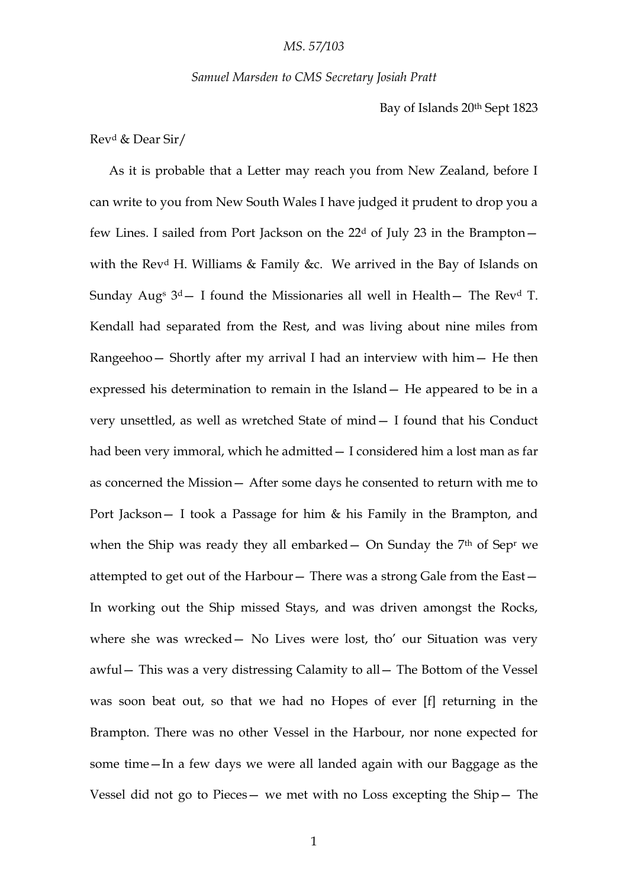*MS. 57/103*

*Samuel Marsden to CMS Secretary Josiah Pratt*

Bay of Islands 20th Sept 1823

Revd & Dear Sir/

As it is probable that a Letter may reach you from New Zealand, before I can write to you from New South Wales I have judged it prudent to drop you a few Lines. I sailed from Port Jackson on the 22d of July 23 in the Brampton— with the Revd H. Williams & Family &c. We arrived in the Bay of Islands on Sunday Augs 3d— I found the Missionaries all well in Health— The Revd T. Kendall had separated from the Rest, and was living about nine miles from Rangeehoo— Shortly after my arrival I had an interview with him— He then expressed his determination to remain in the Island— He appeared to be in a very unsettled, as well as wretched State of mind— I found that his Conduct had been very immoral, which he admitted— I considered him a lost man as far as concerned the Mission— After some days he consented to return with me to Port Jackson— I took a Passage for him & his Family in the Brampton, and when the Ship was ready they all embarked— On Sunday the 7th of Sepr we attempted to get out of the Harbour— There was a strong Gale from the East— In working out the Ship missed Stays, and was driven amongst the Rocks, where she was wrecked— No Lives were lost, tho' our Situation was very awful— This was a very distressing Calamity to all— The Bottom of the Vessel was soon beat out, so that we had no Hopes of ever [f] returning in the Brampton. There was no other Vessel in the Harbour, nor none expected for some time—In a few days we were all landed again with our Baggage as the Vessel did not go to Pieces— we met with no Loss excepting the Ship— The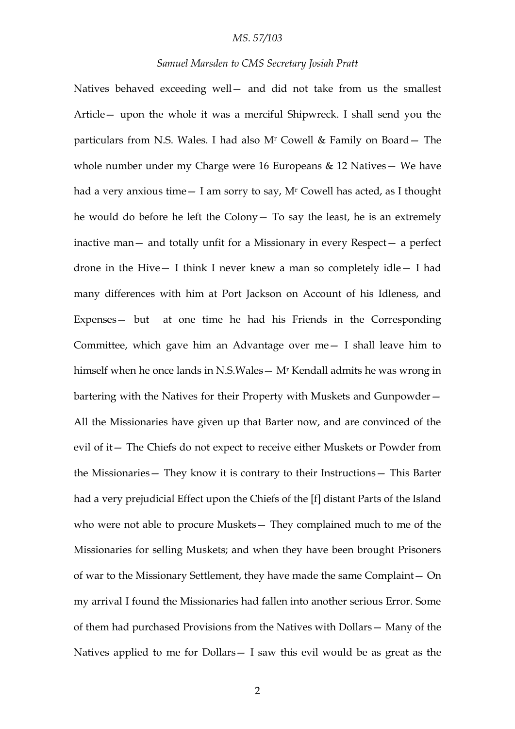Natives behaved exceeding well— and did not take from us the smallest Article— upon the whole it was a merciful Shipwreck. I shall send you the particulars from N.S. Wales. I had also Mr Cowell & Family on Board— The whole number under my Charge were 16 Europeans & 12 Natives— We have had a very anxious time— I am sorry to say, Mr Cowell has acted, as I thought he would do before he left the Colony— To say the least, he is an extremely inactive man— and totally unfit for a Missionary in every Respect— a perfect drone in the Hive— I think I never knew a man so completely idle— I had many differences with him at Port Jackson on Account of his Idleness, and Expenses— but at one time he had his Friends in the Corresponding Committee, which gave him an Advantage over me— I shall leave him to himself when he once lands in N.S.Wales— Mr Kendall admits he was wrong in bartering with the Natives for their Property with Muskets and Gunpowder— All the Missionaries have given up that Barter now, and are convinced of the evil of it— The Chiefs do not expect to receive either Muskets or Powder from the Missionaries— They know it is contrary to their Instructions— This Barter had a very prejudicial Effect upon the Chiefs of the [f] distant Parts of the Island who were not able to procure Muskets— They complained much to me of the Missionaries for selling Muskets; and when they have been brought Prisoners of war to the Missionary Settlement, they have made the same Complaint— On my arrival I found the Missionaries had fallen into another serious Error. Some of them had purchased Provisions from the Natives with Dollars— Many of the Natives applied to me for Dollars— I saw this evil would be as great as the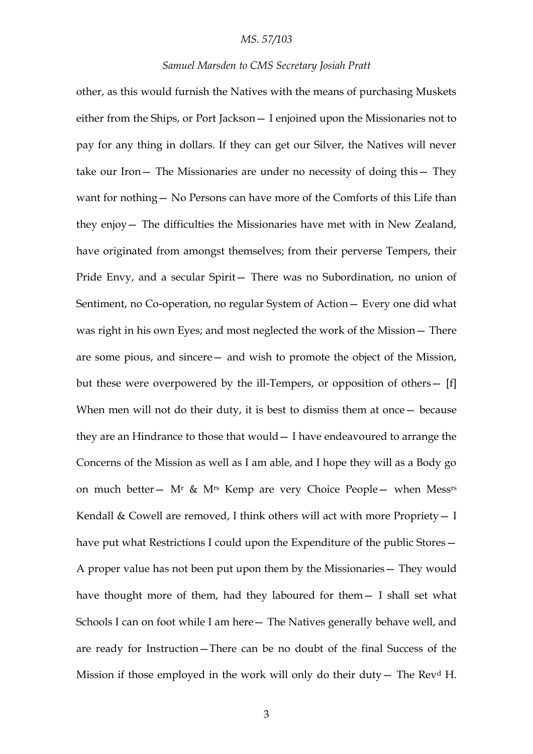other, as this would furnish the Natives with the means of purchasing Muskets either from the Ships, or Port Jackson— I enjoined upon the Missionaries not to pay for any thing in dollars. If they can get our Silver, the Natives will never take our Iron— The Missionaries are under no necessity of doing this— They want for nothing— No Persons can have more of the Comforts of this Life than they enjoy— The difficulties the Missionaries have met with in New Zealand, have originated from amongst themselves; from their perverse Tempers, their Pride Envy, and a secular Spirit— There was no Subordination, no union of Sentiment, no Co-operation, no regular System of Action— Every one did what was right in his own Eyes; and most neglected the work of the Mission— There are some pious, and sincere— and wish to promote the object of the Mission, but these were overpowered by the ill-Tempers, or opposition of others— [f] When men will not do their duty, it is best to dismiss them at once— because they are an Hindrance to those that would— I have endeavoured to arrange the Concerns of the Mission as well as I am able, and I hope they will as a Body go on much better— M^r & M^rs Kemp are very Choice People— when Mess^rs Kendall & Cowell are removed, I think others will act with more Propriety— I have put what Restrictions I could upon the Expenditure of the public Stores— A proper value has not been put upon them by the Missionaries— They would have thought more of them, had they laboured for them— I shall set what Schools I can on foot while I am here— The Natives generally behave well, and are ready for Instruction—There can be no doubt of the final Success of the Mission if those employed in the work will only do their duty— The Rev^d H.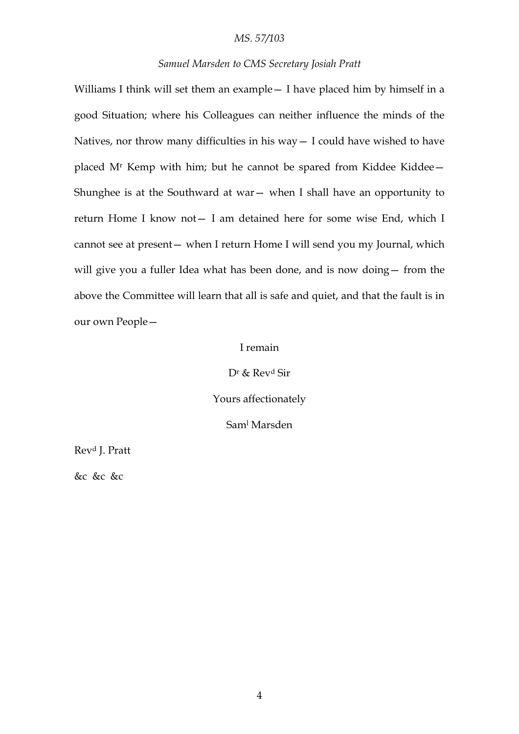*MS. 57/103*

*Samuel Marsden to CMS Secretary Josiah Pratt*

Williams I think will set them an example— I have placed him by himself in a good Situation; where his Colleagues can neither influence the minds of the Natives, nor throw many difficulties in his way— I could have wished to have placed Mr Kemp with him; but he cannot be spared from Kiddee Kiddee— Shunghee is at the Southward at war— when I shall have an opportunity to return Home I know not— I am detained here for some wise End, which I cannot see at present— when I return Home I will send you my Journal, which will give you a fuller Idea what has been done, and is now doing— from the above the Committee will learn that all is safe and quiet, and that the fault is in our own People—

I remain

Dr & Revd Sir

Yours affectionately

Saml Marsden

Revd J. Pratt

&c &c &c